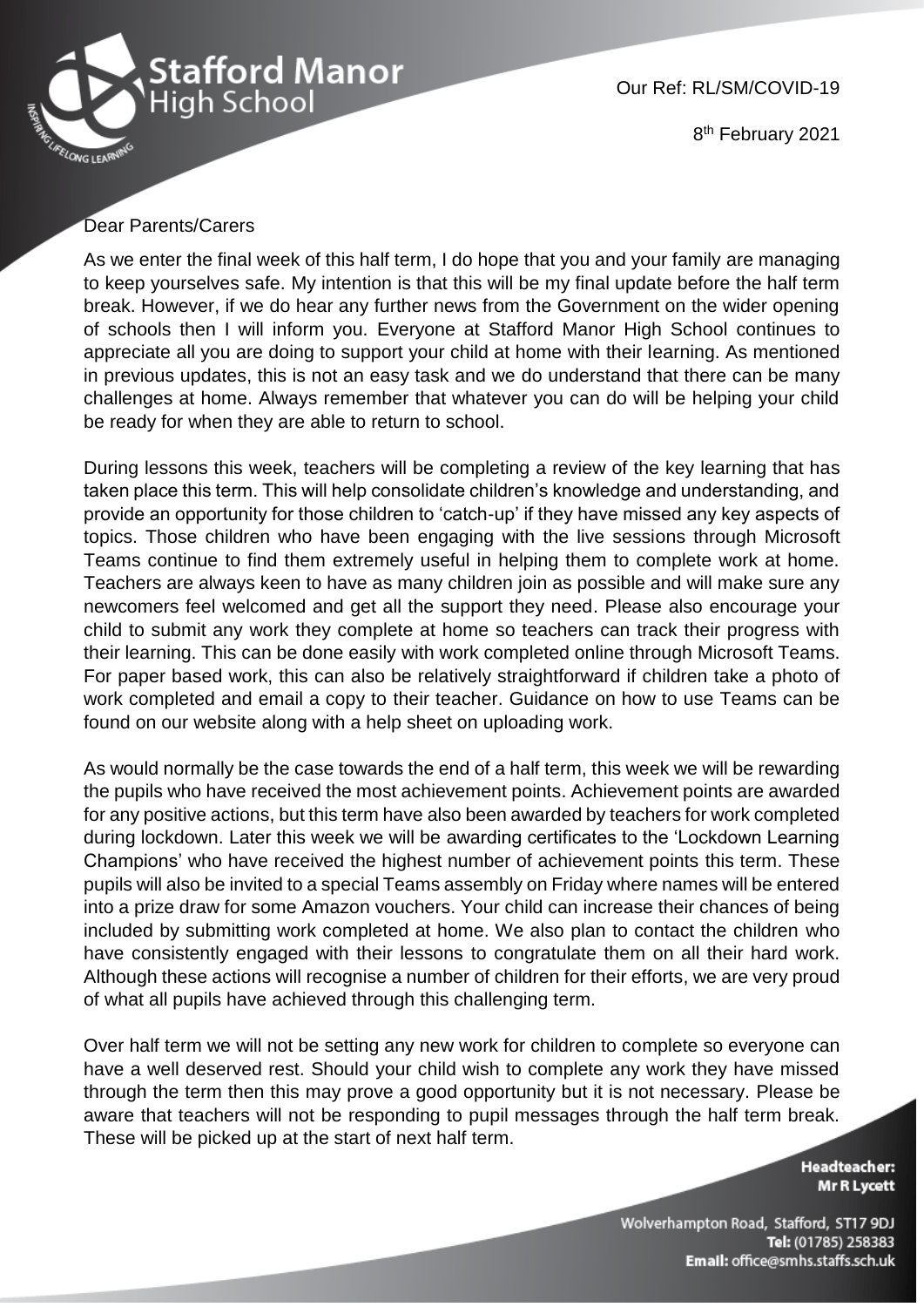# Stafford Manor High School

INSPIRING LIFELONG LEARNING

Our Ref: RL/SM/COVID-19

8th February 2021

Dear Parents/Carers

As we enter the final week of this half term, I do hope that you and your family are managing to keep yourselves safe. My intention is that this will be my final update before the half term break. However, if we do hear any further news from the Government on the wider opening of schools then I will inform you. Everyone at Stafford Manor High School continues to appreciate all you are doing to support your child at home with their learning. As mentioned in previous updates, this is not an easy task and we do understand that there can be many challenges at home. Always remember that whatever you can do will be helping your child be ready for when they are able to return to school.

During lessons this week, teachers will be completing a review of the key learning that has taken place this term. This will help consolidate children's knowledge and understanding, and provide an opportunity for those children to 'catch-up' if they have missed any key aspects of topics. Those children who have been engaging with the live sessions through Microsoft Teams continue to find them extremely useful in helping them to complete work at home. Teachers are always keen to have as many children join as possible and will make sure any newcomers feel welcomed and get all the support they need. Please also encourage your child to submit any work they complete at home so teachers can track their progress with their learning. This can be done easily with work completed online through Microsoft Teams. For paper based work, this can also be relatively straightforward if children take a photo of work completed and email a copy to their teacher. Guidance on how to use Teams can be found on our website along with a help sheet on uploading work.

As would normally be the case towards the end of a half term, this week we will be rewarding the pupils who have received the most achievement points. Achievement points are awarded for any positive actions, but this term have also been awarded by teachers for work completed during lockdown. Later this week we will be awarding certificates to the 'Lockdown Learning Champions' who have received the highest number of achievement points this term. These pupils will also be invited to a special Teams assembly on Friday where names will be entered into a prize draw for some Amazon vouchers. Your child can increase their chances of being included by submitting work completed at home. We also plan to contact the children who have consistently engaged with their lessons to congratulate them on all their hard work. Although these actions will recognise a number of children for their efforts, we are very proud of what all pupils have achieved through this challenging term.

Over half term we will not be setting any new work for children to complete so everyone can have a well deserved rest. Should your child wish to complete any work they have missed through the term then this may prove a good opportunity but it is not necessary. Please be aware that teachers will not be responding to pupil messages through the half term break. These will be picked up at the start of next half term.

**Headteacher:**
**Mr R Lycett**

Wolverhampton Road, Stafford, ST17 9DJ
**Tel:** (01785) 258383
**Email:** office@smhs.staffs.sch.uk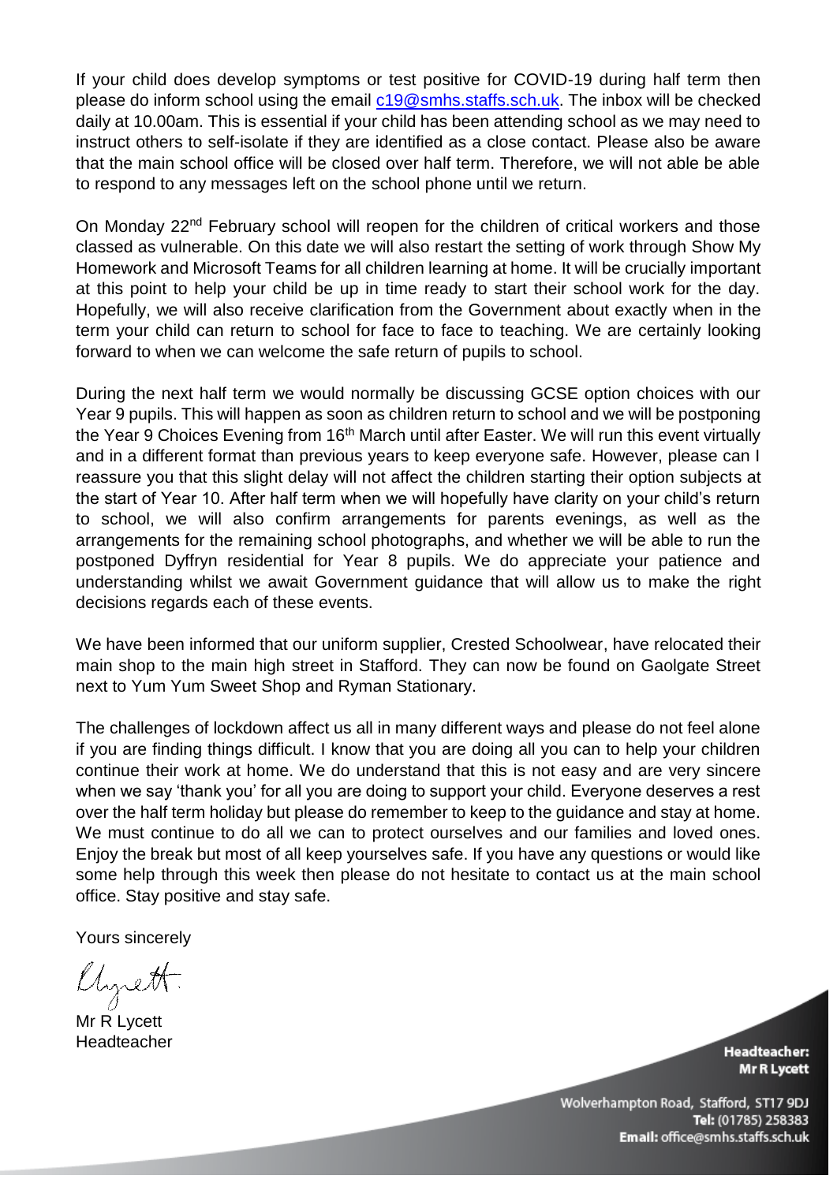If your child does develop symptoms or test positive for COVID-19 during half term then please do inform school using the email c19@smhs.staffs.sch.uk. The inbox will be checked daily at 10.00am. This is essential if your child has been attending school as we may need to instruct others to self-isolate if they are identified as a close contact. Please also be aware that the main school office will be closed over half term. Therefore, we will not able be able to respond to any messages left on the school phone until we return.

On Monday 22nd February school will reopen for the children of critical workers and those classed as vulnerable. On this date we will also restart the setting of work through Show My Homework and Microsoft Teams for all children learning at home. It will be crucially important at this point to help your child be up in time ready to start their school work for the day. Hopefully, we will also receive clarification from the Government about exactly when in the term your child can return to school for face to face teaching. We are certainly looking forward to when we can welcome the safe return of pupils to school.

During the next half term we would normally be discussing GCSE option choices with our Year 9 pupils. This will happen as soon as children return to school and we will be postponing the Year 9 Choices Evening from 16th March until after Easter. We will run this event virtually and in a different format than previous years to keep everyone safe. However, please can I reassure you that this slight delay will not affect the children starting their option subjects at the start of Year 10. After half term when we will hopefully have clarity on your child's return to school, we will also confirm arrangements for parents evenings, as well as the arrangements for the remaining school photographs, and whether we will be able to run the postponed Dyffryn residential for Year 8 pupils. We do appreciate your patience and understanding whilst we await Government guidance that will allow us to make the right decisions regards each of these events.

We have been informed that our uniform supplier, Crested Schoolwear, have relocated their main shop to the main high street in Stafford. They can now be found on Gaolgate Street next to Yum Yum Sweet Shop and Ryman Stationary.

The challenges of lockdown affect us all in many different ways and please do not feel alone if you are finding things difficult. I know that you are doing all you can to help your children continue their work at home. We do understand that this is not easy and are very sincere when we say 'thank you' for all you are doing to support your child. Everyone deserves a rest over the half term holiday but please do remember to keep to the guidance and stay at home. We must continue to do all we can to protect ourselves and our families and loved ones. Enjoy the break but most of all keep yourselves safe. If you have any questions or would like some help through this week then please do not hesitate to contact us at the main school office. Stay positive and stay safe.

Yours sincerely

Mr R Lycett
Headteacher

**Headteacher:**
**Mr R Lycett**

Wolverhampton Road, Stafford, ST17 9DJ
**Tel:** (01785) 258383
**Email:** office@smhs.staffs.sch.uk